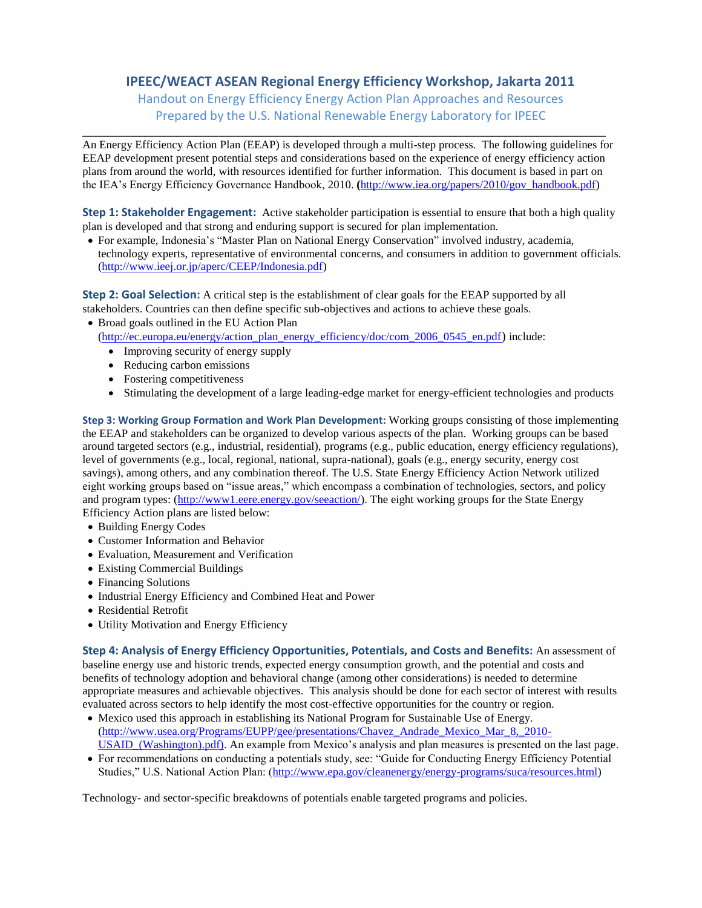# IPEEC/WEACT ASEAN Regional Energy Efficiency Workshop, Jakarta 2011

Handout on Energy Efficiency Energy Action Plan Approaches and Resources
Prepared by the U.S. National Renewable Energy Laboratory for IPEEC

---

An Energy Efficiency Action Plan (EEAP) is developed through a multi-step process. The following guidelines for EEAP development present potential steps and considerations based on the experience of energy efficiency action plans from around the world, with resources identified for further information. This document is based in part on the IEA's Energy Efficiency Governance Handbook, 2010. **(**http://www.iea.org/papers/2010/gov_handbook.pdf)

**Step 1: Stakeholder Engagement:** Active stakeholder participation is essential to ensure that both a high quality plan is developed and that strong and enduring support is secured for plan implementation.

- For example, Indonesia's "Master Plan on National Energy Conservation" involved industry, academia, technology experts, representative of environmental concerns, and consumers in addition to government officials. (http://www.ieej.or.jp/aperc/CEEP/Indonesia.pdf)

**Step 2: Goal Selection:** A critical step is the establishment of clear goals for the EEAP supported by all stakeholders. Countries can then define specific sub-objectives and actions to achieve these goals.

- Broad goals outlined in the EU Action Plan (http://ec.europa.eu/energy/action_plan_energy_efficiency/doc/com_2006_0545_en.pdf) include:
  - Improving security of energy supply
  - Reducing carbon emissions
  - Fostering competitiveness
  - Stimulating the development of a large leading-edge market for energy-efficient technologies and products

**Step 3: Working Group Formation and Work Plan Development:** Working groups consisting of those implementing the EEAP and stakeholders can be organized to develop various aspects of the plan. Working groups can be based around targeted sectors (e.g., industrial, residential), programs (e.g., public education, energy efficiency regulations), level of governments (e.g., local, regional, national, supra-national), goals (e.g., energy security, energy cost savings), among others, and any combination thereof. The U.S. State Energy Efficiency Action Network utilized eight working groups based on "issue areas," which encompass a combination of technologies, sectors, and policy and program types: (http://www1.eere.energy.gov/seeaction/). The eight working groups for the State Energy Efficiency Action plans are listed below:

- Building Energy Codes
- Customer Information and Behavior
- Evaluation, Measurement and Verification
- Existing Commercial Buildings
- Financing Solutions
- Industrial Energy Efficiency and Combined Heat and Power
- Residential Retrofit
- Utility Motivation and Energy Efficiency

**Step 4: Analysis of Energy Efficiency Opportunities, Potentials, and Costs and Benefits:** An assessment of baseline energy use and historic trends, expected energy consumption growth, and the potential and costs and benefits of technology adoption and behavioral change (among other considerations) is needed to determine appropriate measures and achievable objectives. This analysis should be done for each sector of interest with results evaluated across sectors to help identify the most cost-effective opportunities for the country or region.

- Mexico used this approach in establishing its National Program for Sustainable Use of Energy. (http://www.usea.org/Programs/EUPP/gee/presentations/Chavez_Andrade_Mexico_Mar_8,_2010-USAID_(Washington).pdf). An example from Mexico's analysis and plan measures is presented on the last page.
- For recommendations on conducting a potentials study, see: "Guide for Conducting Energy Efficiency Potential Studies," U.S. National Action Plan: (http://www.epa.gov/cleanenergy/energy-programs/suca/resources.html)

Technology- and sector-specific breakdowns of potentials enable targeted programs and policies.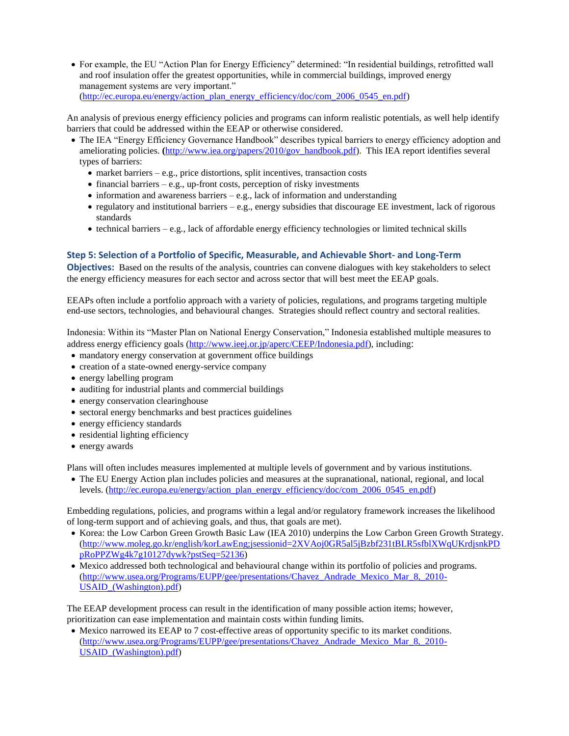- For example, the EU "Action Plan for Energy Efficiency" determined: "In residential buildings, retrofitted wall and roof insulation offer the greatest opportunities, while in commercial buildings, improved energy management systems are very important." (http://ec.europa.eu/energy/action_plan_energy_efficiency/doc/com_2006_0545_en.pdf)

An analysis of previous energy efficiency policies and programs can inform realistic potentials, as well help identify barriers that could be addressed within the EEAP or otherwise considered.

- The IEA "Energy Efficiency Governance Handbook" describes typical barriers to energy efficiency adoption and ameliorating policies. **(**http://www.iea.org/papers/2010/gov_handbook.pdf). This IEA report identifies several types of barriers:
  - market barriers – e.g., price distortions, split incentives, transaction costs
  - financial barriers – e.g., up-front costs, perception of risky investments
  - information and awareness barriers – e.g., lack of information and understanding
  - regulatory and institutional barriers – e.g., energy subsidies that discourage EE investment, lack of rigorous standards
  - technical barriers – e.g., lack of affordable energy efficiency technologies or limited technical skills

### Step 5: Selection of a Portfolio of Specific, Measurable, and Achievable Short- and Long-Term Objectives:

Based on the results of the analysis, countries can convene dialogues with key stakeholders to select the energy efficiency measures for each sector and across sector that will best meet the EEAP goals.

EEAPs often include a portfolio approach with a variety of policies, regulations, and programs targeting multiple end-use sectors, technologies, and behavioural changes. Strategies should reflect country and sectoral realities.

Indonesia: Within its "Master Plan on National Energy Conservation," Indonesia established multiple measures to address energy efficiency goals (http://www.ieej.or.jp/aperc/CEEP/Indonesia.pdf), including:

- mandatory energy conservation at government office buildings
- creation of a state-owned energy-service company
- energy labelling program
- auditing for industrial plants and commercial buildings
- energy conservation clearinghouse
- sectoral energy benchmarks and best practices guidelines
- energy efficiency standards
- residential lighting efficiency
- energy awards

Plans will often includes measures implemented at multiple levels of government and by various institutions.

- The EU Energy Action plan includes policies and measures at the supranational, national, regional, and local levels. (http://ec.europa.eu/energy/action_plan_energy_efficiency/doc/com_2006_0545_en.pdf)

Embedding regulations, policies, and programs within a legal and/or regulatory framework increases the likelihood of long-term support and of achieving goals, and thus, that goals are met).

- Korea: the Low Carbon Green Growth Basic Law (IEA 2010) underpins the Low Carbon Green Growth Strategy. (http://www.moleg.go.kr/english/korLawEng;jsessionid=2XVAoj0GR5al5jBzbf231tBLR5sfblXWqUKrdjsnkPDpRoPPZWg4k7g10127dywk?pstSeq=52136)
- Mexico addressed both technological and behavioural change within its portfolio of policies and programs. (http://www.usea.org/Programs/EUPP/gee/presentations/Chavez_Andrade_Mexico_Mar_8,_2010-USAID_(Washington).pdf)

The EEAP development process can result in the identification of many possible action items; however, prioritization can ease implementation and maintain costs within funding limits.

- Mexico narrowed its EEAP to 7 cost-effective areas of opportunity specific to its market conditions. (http://www.usea.org/Programs/EUPP/gee/presentations/Chavez_Andrade_Mexico_Mar_8,_2010-USAID_(Washington).pdf)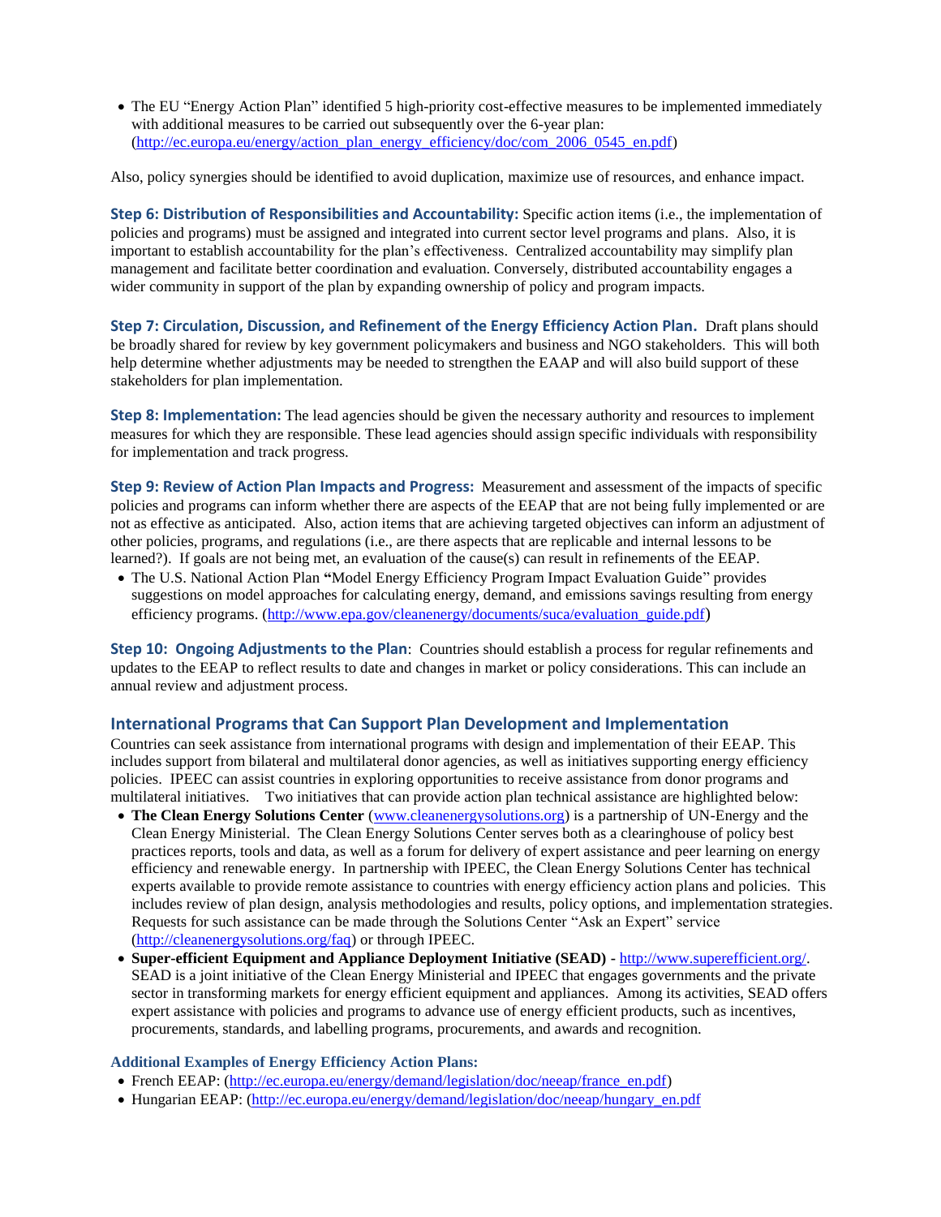- The EU "Energy Action Plan" identified 5 high-priority cost-effective measures to be implemented immediately with additional measures to be carried out subsequently over the 6-year plan: (http://ec.europa.eu/energy/action_plan_energy_efficiency/doc/com_2006_0545_en.pdf)

Also, policy synergies should be identified to avoid duplication, maximize use of resources, and enhance impact.

**Step 6: Distribution of Responsibilities and Accountability:** Specific action items (i.e., the implementation of policies and programs) must be assigned and integrated into current sector level programs and plans. Also, it is important to establish accountability for the plan's effectiveness. Centralized accountability may simplify plan management and facilitate better coordination and evaluation. Conversely, distributed accountability engages a wider community in support of the plan by expanding ownership of policy and program impacts.

**Step 7: Circulation, Discussion, and Refinement of the Energy Efficiency Action Plan.** Draft plans should be broadly shared for review by key government policymakers and business and NGO stakeholders. This will both help determine whether adjustments may be needed to strengthen the EAAP and will also build support of these stakeholders for plan implementation.

**Step 8: Implementation:** The lead agencies should be given the necessary authority and resources to implement measures for which they are responsible. These lead agencies should assign specific individuals with responsibility for implementation and track progress.

**Step 9: Review of Action Plan Impacts and Progress:** Measurement and assessment of the impacts of specific policies and programs can inform whether there are aspects of the EEAP that are not being fully implemented or are not as effective as anticipated. Also, action items that are achieving targeted objectives can inform an adjustment of other policies, programs, and regulations (i.e., are there aspects that are replicable and internal lessons to be learned?). If goals are not being met, an evaluation of the cause(s) can result in refinements of the EEAP.

- The U.S. National Action Plan **"**Model Energy Efficiency Program Impact Evaluation Guide" provides suggestions on model approaches for calculating energy, demand, and emissions savings resulting from energy efficiency programs. (http://www.epa.gov/cleanenergy/documents/suca/evaluation_guide.pdf)

**Step 10: Ongoing Adjustments to the Plan**: Countries should establish a process for regular refinements and updates to the EEAP to reflect results to date and changes in market or policy considerations. This can include an annual review and adjustment process.

## International Programs that Can Support Plan Development and Implementation

Countries can seek assistance from international programs with design and implementation of their EEAP. This includes support from bilateral and multilateral donor agencies, as well as initiatives supporting energy efficiency policies. IPEEC can assist countries in exploring opportunities to receive assistance from donor programs and multilateral initiatives. Two initiatives that can provide action plan technical assistance are highlighted below:

- **The Clean Energy Solutions Center** (www.cleanenergysolutions.org) is a partnership of UN-Energy and the Clean Energy Ministerial. The Clean Energy Solutions Center serves both as a clearinghouse of policy best practices reports, tools and data, as well as a forum for delivery of expert assistance and peer learning on energy efficiency and renewable energy. In partnership with IPEEC, the Clean Energy Solutions Center has technical experts available to provide remote assistance to countries with energy efficiency action plans and policies. This includes review of plan design, analysis methodologies and results, policy options, and implementation strategies. Requests for such assistance can be made through the Solutions Center "Ask an Expert" service (http://cleanenergysolutions.org/faq) or through IPEEC.
- **Super-efficient Equipment and Appliance Deployment Initiative (SEAD)** - http://www.superefficient.org/. SEAD is a joint initiative of the Clean Energy Ministerial and IPEEC that engages governments and the private sector in transforming markets for energy efficient equipment and appliances. Among its activities, SEAD offers expert assistance with policies and programs to advance use of energy efficient products, such as incentives, procurements, standards, and labelling programs, procurements, and awards and recognition.

### Additional Examples of Energy Efficiency Action Plans:

- French EEAP: (http://ec.europa.eu/energy/demand/legislation/doc/neeap/france_en.pdf)
- Hungarian EEAP: (http://ec.europa.eu/energy/demand/legislation/doc/neeap/hungary_en.pdf